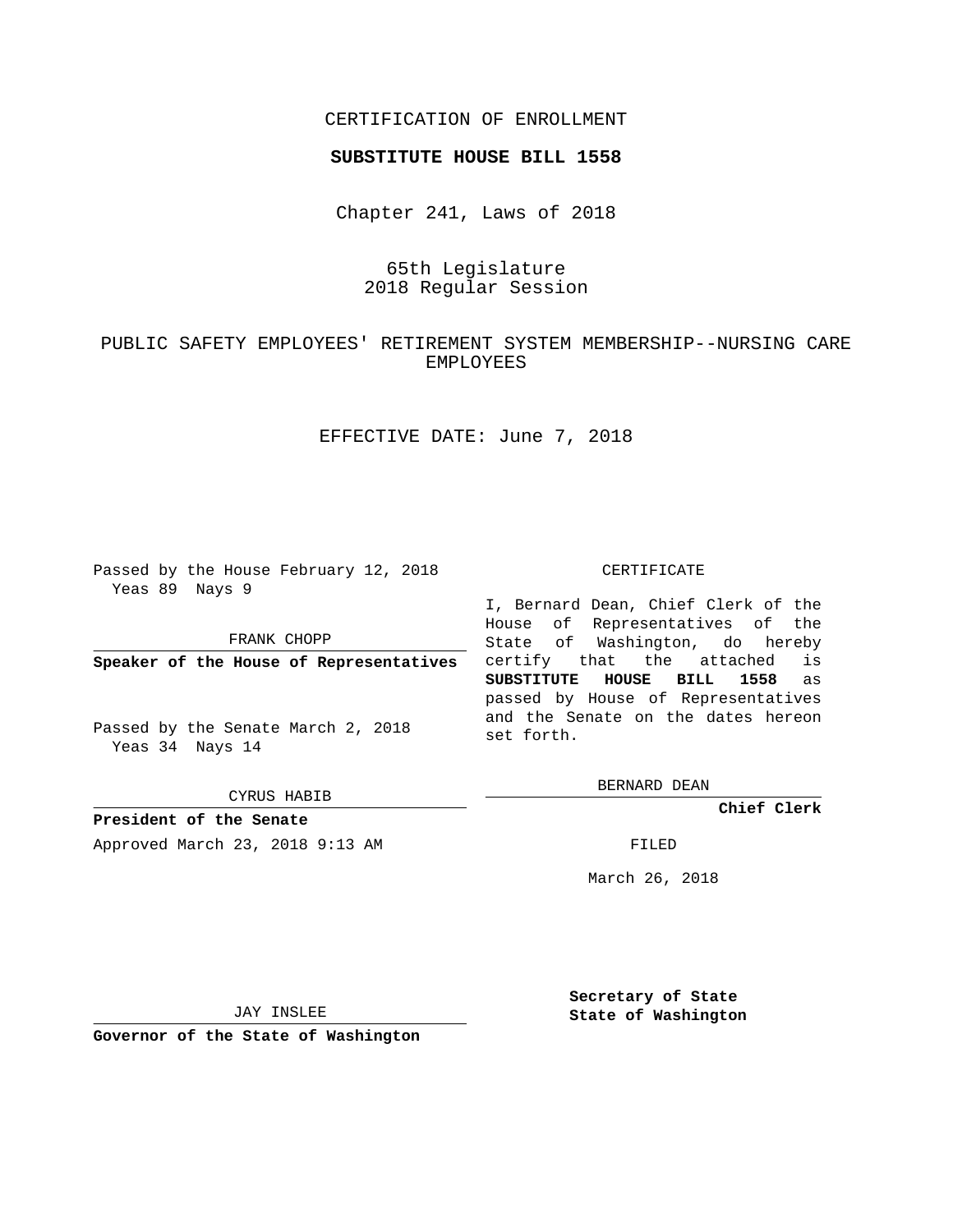CERTIFICATION OF ENROLLMENT

**SUBSTITUTE HOUSE BILL 1558**

Chapter 241, Laws of 2018

65th Legislature
2018 Regular Session

PUBLIC SAFETY EMPLOYEES' RETIREMENT SYSTEM MEMBERSHIP--NURSING CARE EMPLOYEES

EFFECTIVE DATE: June 7, 2018

Passed by the House February 12, 2018
Yeas 89 Nays 9

FRANK CHOPP

**Speaker of the House of Representatives**

Passed by the Senate March 2, 2018
Yeas 34 Nays 14

CYRUS HABIB

**President of the Senate**

Approved March 23, 2018 9:13 AM

JAY INSLEE

**Governor of the State of Washington**

CERTIFICATE

I, Bernard Dean, Chief Clerk of the House of Representatives of the State of Washington, do hereby certify that the attached is **SUBSTITUTE HOUSE BILL 1558** as passed by House of Representatives and the Senate on the dates hereon set forth.

BERNARD DEAN

**Chief Clerk**

FILED

March 26, 2018

**Secretary of State**
**State of Washington**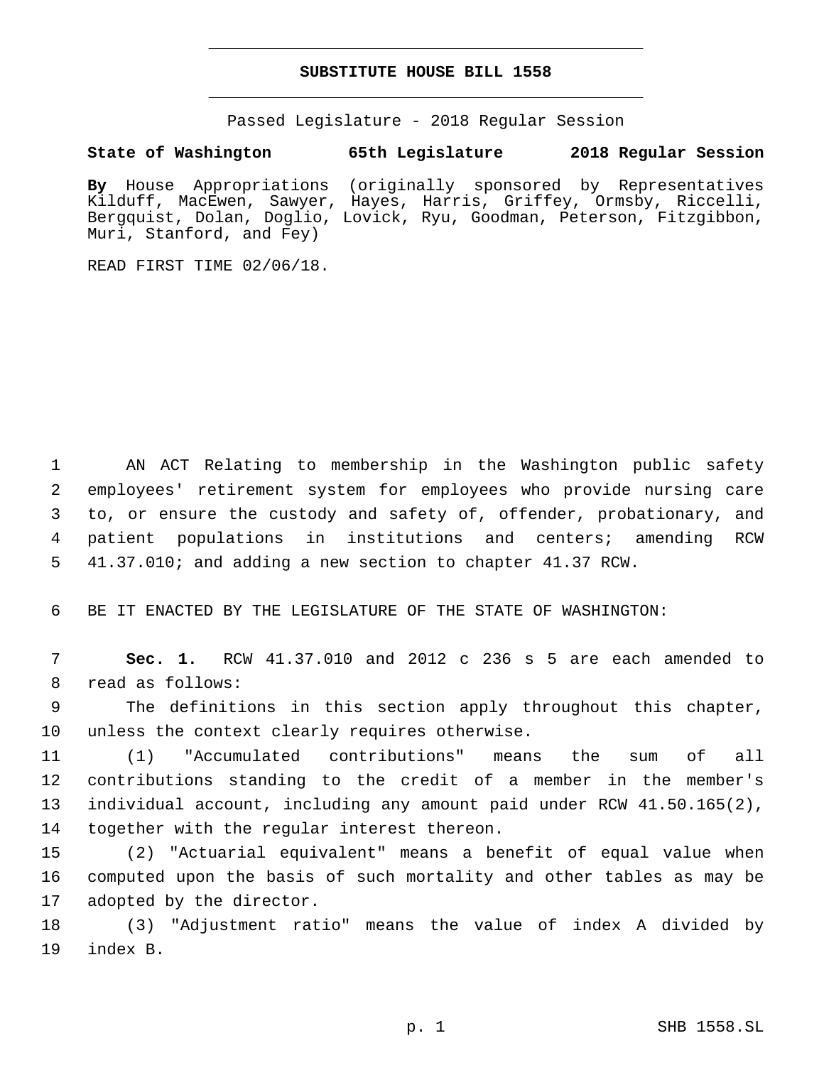# SUBSTITUTE HOUSE BILL 1558

Passed Legislature - 2018 Regular Session

**State of Washington 65th Legislature 2018 Regular Session**

**By** House Appropriations (originally sponsored by Representatives Kilduff, MacEwen, Sawyer, Hayes, Harris, Griffey, Ormsby, Riccelli, Bergquist, Dolan, Doglio, Lovick, Ryu, Goodman, Peterson, Fitzgibbon, Muri, Stanford, and Fey)

READ FIRST TIME 02/06/18.

AN ACT Relating to membership in the Washington public safety employees' retirement system for employees who provide nursing care to, or ensure the custody and safety of, offender, probationary, and patient populations in institutions and centers; amending RCW 41.37.010; and adding a new section to chapter 41.37 RCW.

BE IT ENACTED BY THE LEGISLATURE OF THE STATE OF WASHINGTON:

**Sec. 1.** RCW 41.37.010 and 2012 c 236 s 5 are each amended to read as follows:

The definitions in this section apply throughout this chapter, unless the context clearly requires otherwise.

(1) "Accumulated contributions" means the sum of all contributions standing to the credit of a member in the member's individual account, including any amount paid under RCW 41.50.165(2), together with the regular interest thereon.

(2) "Actuarial equivalent" means a benefit of equal value when computed upon the basis of such mortality and other tables as may be adopted by the director.

(3) "Adjustment ratio" means the value of index A divided by index B.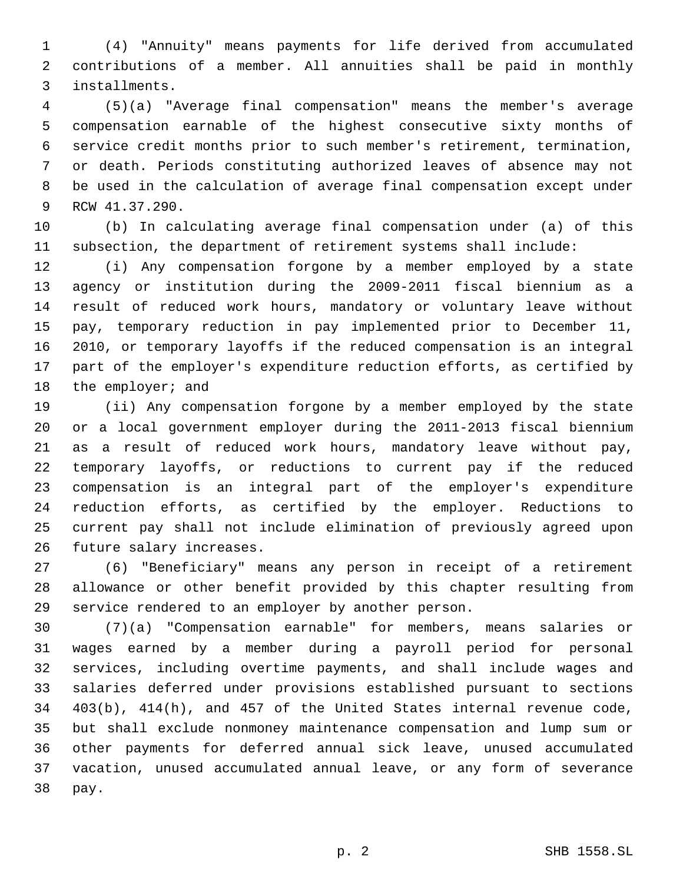(4) "Annuity" means payments for life derived from accumulated contributions of a member. All annuities shall be paid in monthly installments.

(5)(a) "Average final compensation" means the member's average compensation earnable of the highest consecutive sixty months of service credit months prior to such member's retirement, termination, or death. Periods constituting authorized leaves of absence may not be used in the calculation of average final compensation except under RCW 41.37.290.

(b) In calculating average final compensation under (a) of this subsection, the department of retirement systems shall include:

(i) Any compensation forgone by a member employed by a state agency or institution during the 2009-2011 fiscal biennium as a result of reduced work hours, mandatory or voluntary leave without pay, temporary reduction in pay implemented prior to December 11, 2010, or temporary layoffs if the reduced compensation is an integral part of the employer's expenditure reduction efforts, as certified by the employer; and

(ii) Any compensation forgone by a member employed by the state or a local government employer during the 2011-2013 fiscal biennium as a result of reduced work hours, mandatory leave without pay, temporary layoffs, or reductions to current pay if the reduced compensation is an integral part of the employer's expenditure reduction efforts, as certified by the employer. Reductions to current pay shall not include elimination of previously agreed upon future salary increases.

(6) "Beneficiary" means any person in receipt of a retirement allowance or other benefit provided by this chapter resulting from service rendered to an employer by another person.

(7)(a) "Compensation earnable" for members, means salaries or wages earned by a member during a payroll period for personal services, including overtime payments, and shall include wages and salaries deferred under provisions established pursuant to sections 403(b), 414(h), and 457 of the United States internal revenue code, but shall exclude nonmoney maintenance compensation and lump sum or other payments for deferred annual sick leave, unused accumulated vacation, unused accumulated annual leave, or any form of severance pay.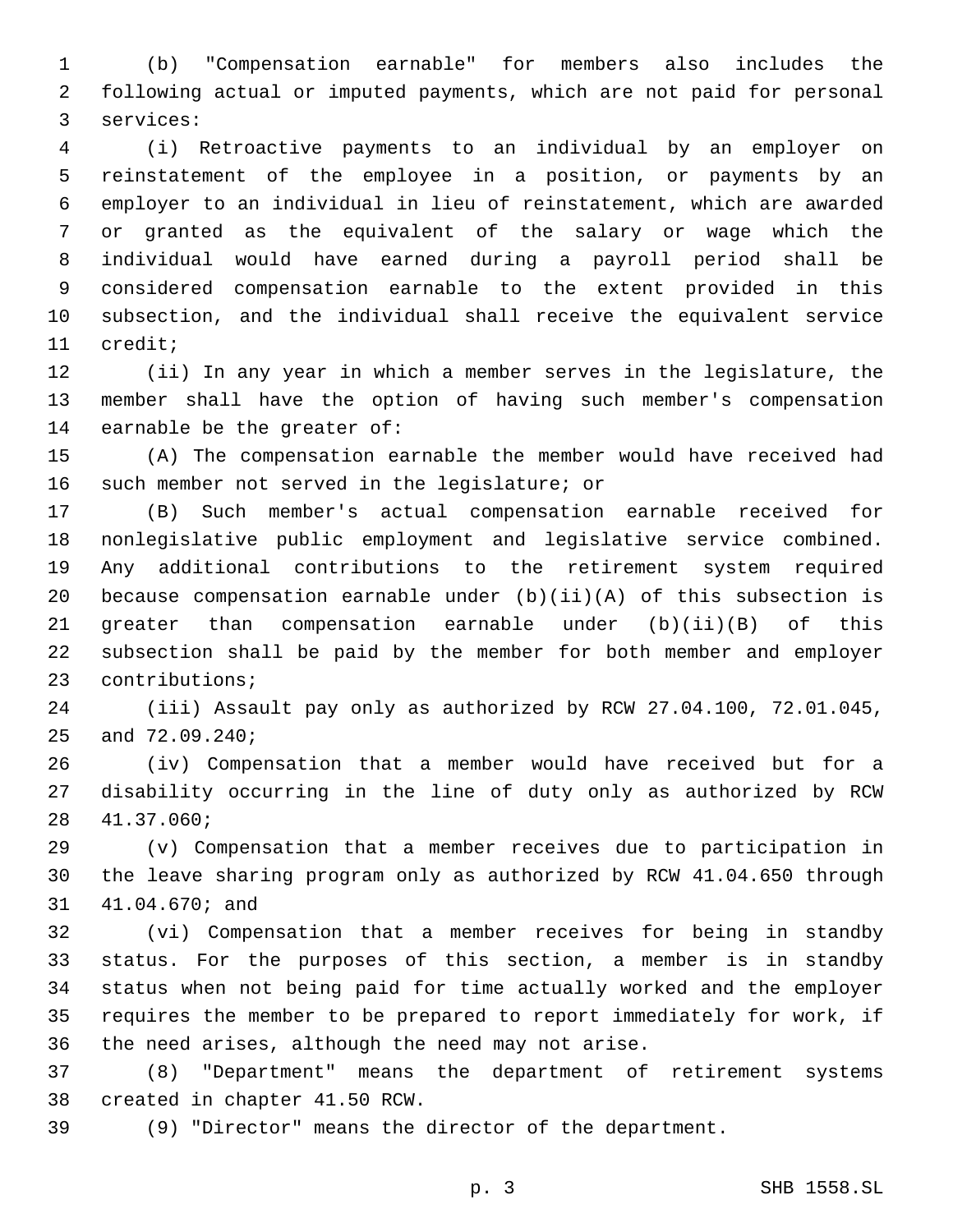(b) "Compensation earnable" for members also includes the following actual or imputed payments, which are not paid for personal services:

(i) Retroactive payments to an individual by an employer on reinstatement of the employee in a position, or payments by an employer to an individual in lieu of reinstatement, which are awarded or granted as the equivalent of the salary or wage which the individual would have earned during a payroll period shall be considered compensation earnable to the extent provided in this subsection, and the individual shall receive the equivalent service credit;

(ii) In any year in which a member serves in the legislature, the member shall have the option of having such member's compensation earnable be the greater of:

(A) The compensation earnable the member would have received had such member not served in the legislature; or

(B) Such member's actual compensation earnable received for nonlegislative public employment and legislative service combined. Any additional contributions to the retirement system required because compensation earnable under (b)(ii)(A) of this subsection is greater than compensation earnable under (b)(ii)(B) of this subsection shall be paid by the member for both member and employer contributions;

(iii) Assault pay only as authorized by RCW 27.04.100, 72.01.045, and 72.09.240;

(iv) Compensation that a member would have received but for a disability occurring in the line of duty only as authorized by RCW 41.37.060;

(v) Compensation that a member receives due to participation in the leave sharing program only as authorized by RCW 41.04.650 through 41.04.670; and

(vi) Compensation that a member receives for being in standby status. For the purposes of this section, a member is in standby status when not being paid for time actually worked and the employer requires the member to be prepared to report immediately for work, if the need arises, although the need may not arise.

(8) "Department" means the department of retirement systems created in chapter 41.50 RCW.

(9) "Director" means the director of the department.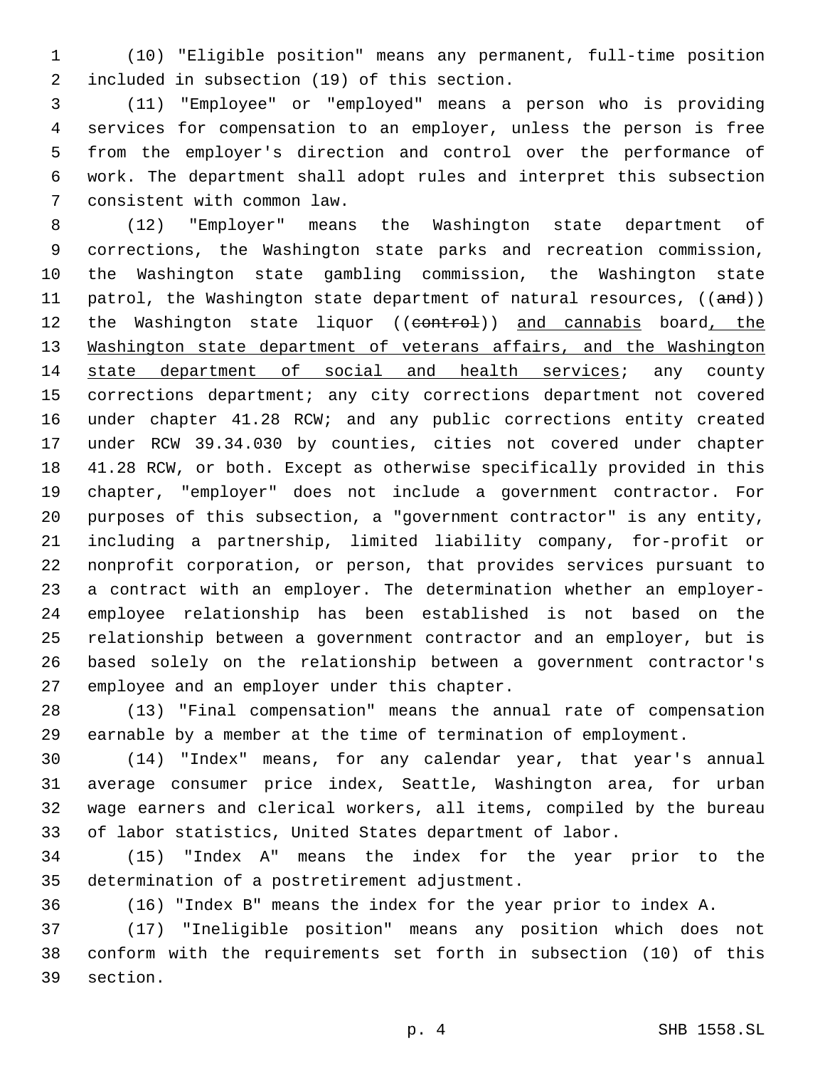(10) "Eligible position" means any permanent, full-time position included in subsection (19) of this section.

(11) "Employee" or "employed" means a person who is providing services for compensation to an employer, unless the person is free from the employer's direction and control over the performance of work. The department shall adopt rules and interpret this subsection consistent with common law.

(12) "Employer" means the Washington state department of corrections, the Washington state parks and recreation commission, the Washington state gambling commission, the Washington state patrol, the Washington state department of natural resources, ((~~and~~)) the Washington state liquor ((~~control~~)) <u>and cannabis</u> board<u>, the Washington state department of veterans affairs, and the Washington state department of social and health services</u>; any county corrections department; any city corrections department not covered under chapter 41.28 RCW; and any public corrections entity created under RCW 39.34.030 by counties, cities not covered under chapter 41.28 RCW, or both. Except as otherwise specifically provided in this chapter, "employer" does not include a government contractor. For purposes of this subsection, a "government contractor" is any entity, including a partnership, limited liability company, for-profit or nonprofit corporation, or person, that provides services pursuant to a contract with an employer. The determination whether an employer-employee relationship has been established is not based on the relationship between a government contractor and an employer, but is based solely on the relationship between a government contractor's employee and an employer under this chapter.

(13) "Final compensation" means the annual rate of compensation earnable by a member at the time of termination of employment.

(14) "Index" means, for any calendar year, that year's annual average consumer price index, Seattle, Washington area, for urban wage earners and clerical workers, all items, compiled by the bureau of labor statistics, United States department of labor.

(15) "Index A" means the index for the year prior to the determination of a postretirement adjustment.

(16) "Index B" means the index for the year prior to index A.

(17) "Ineligible position" means any position which does not conform with the requirements set forth in subsection (10) of this section.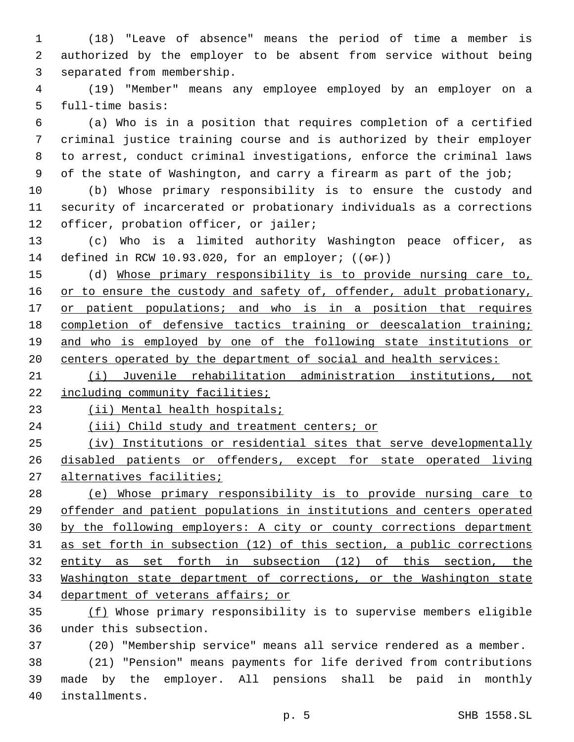(18) "Leave of absence" means the period of time a member is authorized by the employer to be absent from service without being separated from membership.

(19) "Member" means any employee employed by an employer on a full-time basis:

(a) Who is in a position that requires completion of a certified criminal justice training course and is authorized by their employer to arrest, conduct criminal investigations, enforce the criminal laws of the state of Washington, and carry a firearm as part of the job;

(b) Whose primary responsibility is to ensure the custody and security of incarcerated or probationary individuals as a corrections officer, probation officer, or jailer;

(c) Who is a limited authority Washington peace officer, as defined in RCW 10.93.020, for an employer; ((~~or~~))

(d) <u>Whose primary responsibility is to provide nursing care to, or to ensure the custody and safety of, offender, adult probationary, or patient populations; and who is in a position that requires completion of defensive tactics training or deescalation training; and who is employed by one of the following state institutions or centers operated by the department of social and health services:</u>

<u>(i) Juvenile rehabilitation administration institutions, not including community facilities;</u>

<u>(ii) Mental health hospitals;</u>

<u>(iii) Child study and treatment centers; or</u>

<u>(iv) Institutions or residential sites that serve developmentally disabled patients or offenders, except for state operated living alternatives facilities;</u>

<u>(e) Whose primary responsibility is to provide nursing care to offender and patient populations in institutions and centers operated by the following employers: A city or county corrections department as set forth in subsection (12) of this section, a public corrections entity as set forth in subsection (12) of this section, the Washington state department of corrections, or the Washington state department of veterans affairs; or</u>

<u>(f)</u> Whose primary responsibility is to supervise members eligible under this subsection.

(20) "Membership service" means all service rendered as a member.

(21) "Pension" means payments for life derived from contributions made by the employer. All pensions shall be paid in monthly installments.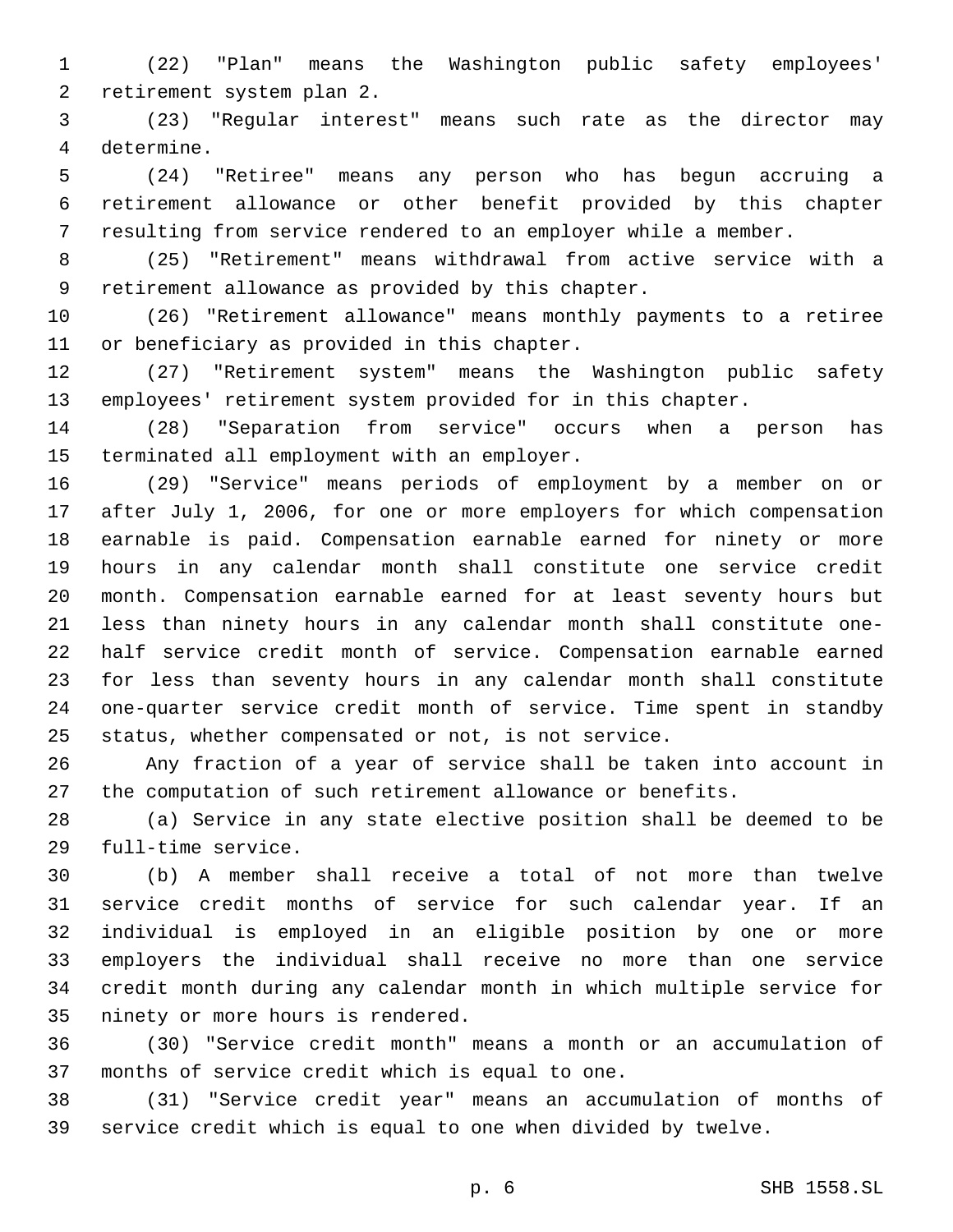(22) "Plan" means the Washington public safety employees' retirement system plan 2.

(23) "Regular interest" means such rate as the director may determine.

(24) "Retiree" means any person who has begun accruing a retirement allowance or other benefit provided by this chapter resulting from service rendered to an employer while a member.

(25) "Retirement" means withdrawal from active service with a retirement allowance as provided by this chapter.

(26) "Retirement allowance" means monthly payments to a retiree or beneficiary as provided in this chapter.

(27) "Retirement system" means the Washington public safety employees' retirement system provided for in this chapter.

(28) "Separation from service" occurs when a person has terminated all employment with an employer.

(29) "Service" means periods of employment by a member on or after July 1, 2006, for one or more employers for which compensation earnable is paid. Compensation earnable earned for ninety or more hours in any calendar month shall constitute one service credit month. Compensation earnable earned for at least seventy hours but less than ninety hours in any calendar month shall constitute one-half service credit month of service. Compensation earnable earned for less than seventy hours in any calendar month shall constitute one-quarter service credit month of service. Time spent in standby status, whether compensated or not, is not service.

Any fraction of a year of service shall be taken into account in the computation of such retirement allowance or benefits.

(a) Service in any state elective position shall be deemed to be full-time service.

(b) A member shall receive a total of not more than twelve service credit months of service for such calendar year. If an individual is employed in an eligible position by one or more employers the individual shall receive no more than one service credit month during any calendar month in which multiple service for ninety or more hours is rendered.

(30) "Service credit month" means a month or an accumulation of months of service credit which is equal to one.

(31) "Service credit year" means an accumulation of months of service credit which is equal to one when divided by twelve.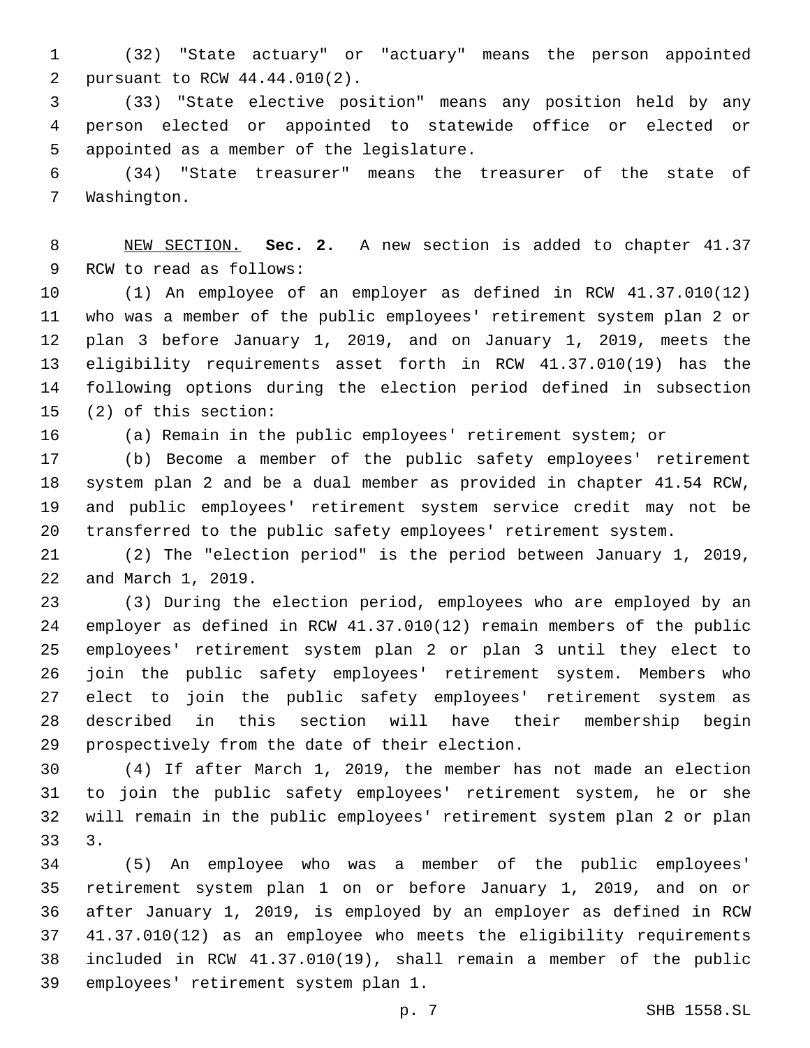(32) "State actuary" or "actuary" means the person appointed pursuant to RCW 44.44.010(2).

(33) "State elective position" means any position held by any person elected or appointed to statewide office or elected or appointed as a member of the legislature.

(34) "State treasurer" means the treasurer of the state of Washington.

NEW SECTION. **Sec. 2.** A new section is added to chapter 41.37 RCW to read as follows:

(1) An employee of an employer as defined in RCW 41.37.010(12) who was a member of the public employees' retirement system plan 2 or plan 3 before January 1, 2019, and on January 1, 2019, meets the eligibility requirements asset forth in RCW 41.37.010(19) has the following options during the election period defined in subsection (2) of this section:

(a) Remain in the public employees' retirement system; or

(b) Become a member of the public safety employees' retirement system plan 2 and be a dual member as provided in chapter 41.54 RCW, and public employees' retirement system service credit may not be transferred to the public safety employees' retirement system.

(2) The "election period" is the period between January 1, 2019, and March 1, 2019.

(3) During the election period, employees who are employed by an employer as defined in RCW 41.37.010(12) remain members of the public employees' retirement system plan 2 or plan 3 until they elect to join the public safety employees' retirement system. Members who elect to join the public safety employees' retirement system as described in this section will have their membership begin prospectively from the date of their election.

(4) If after March 1, 2019, the member has not made an election to join the public safety employees' retirement system, he or she will remain in the public employees' retirement system plan 2 or plan 3.

(5) An employee who was a member of the public employees' retirement system plan 1 on or before January 1, 2019, and on or after January 1, 2019, is employed by an employer as defined in RCW 41.37.010(12) as an employee who meets the eligibility requirements included in RCW 41.37.010(19), shall remain a member of the public employees' retirement system plan 1.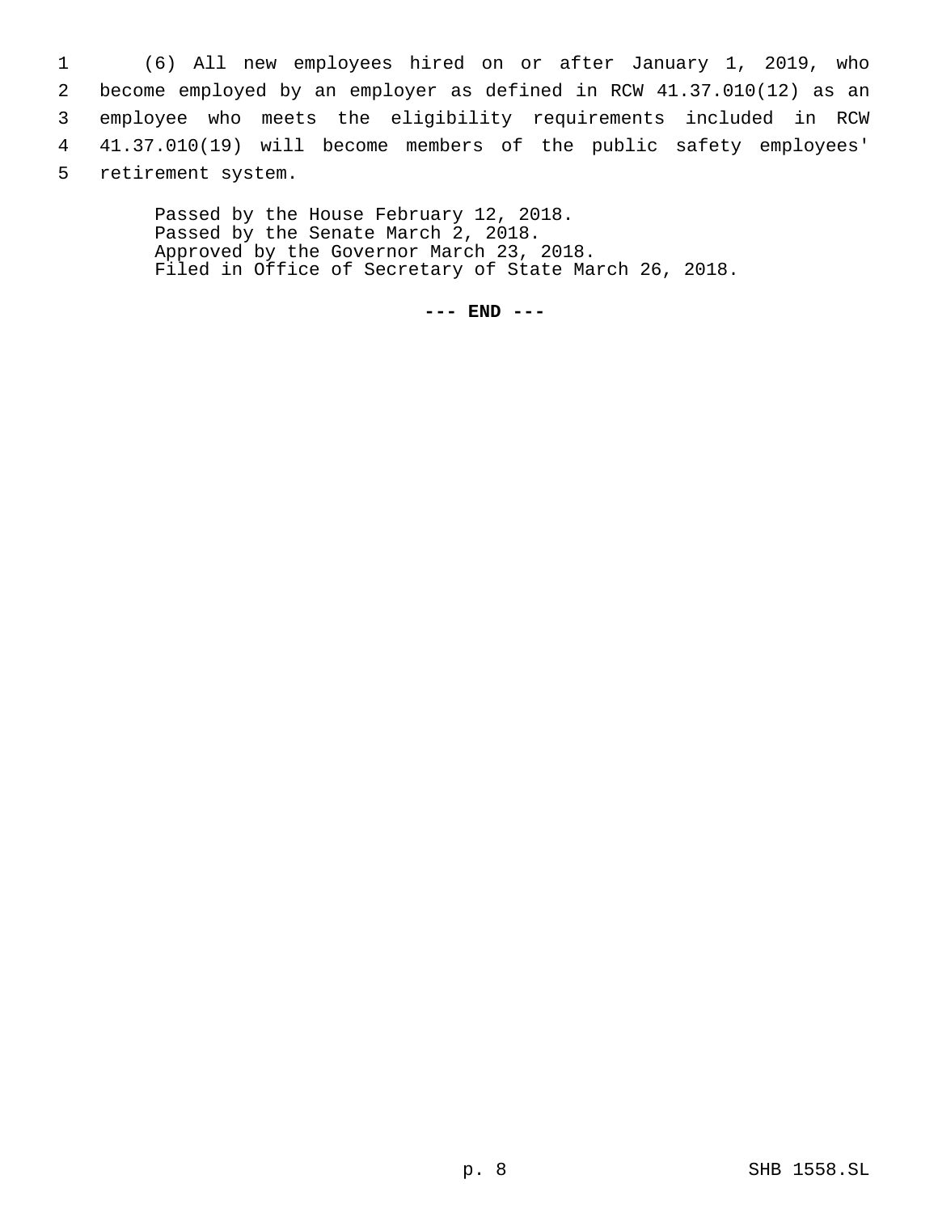(6) All new employees hired on or after January 1, 2019, who become employed by an employer as defined in RCW 41.37.010(12) as an employee who meets the eligibility requirements included in RCW 41.37.010(19) will become members of the public safety employees' retirement system.

Passed by the House February 12, 2018.
Passed by the Senate March 2, 2018.
Approved by the Governor March 23, 2018.
Filed in Office of Secretary of State March 26, 2018.

**--- END ---**